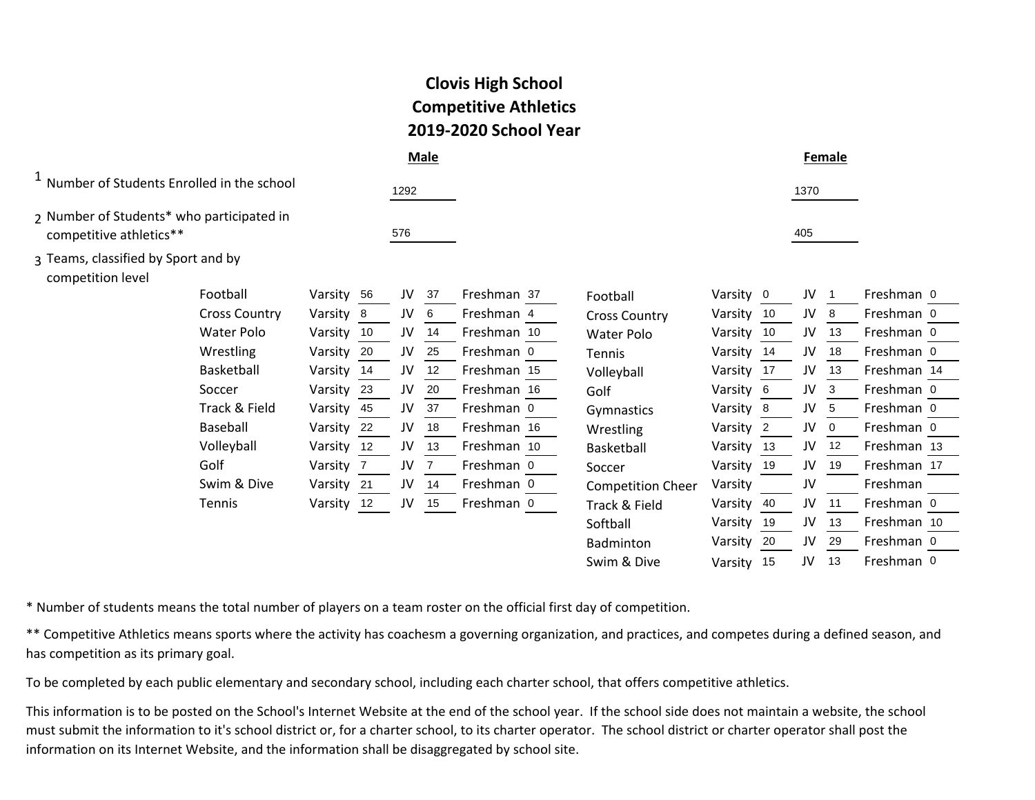# Clovis High School
# Competitive Athletics
# 2019-2020 School Year

| | Male | Female |
|---|---|---|
| 1 Number of Students Enrolled in the school | 1292 | 1370 |
| 2 Number of Students* who participated in competitive athletics** | 576 | 405 |

3 Teams, classified by Sport and by competition level

**Male**

| Sport | Varsity | JV | Freshman |
|---|---|---|---|
| Football | 56 | 37 | 37 |
| Cross Country | 8 | 6 | 4 |
| Water Polo | 10 | 14 | 10 |
| Wrestling | 20 | 25 | 0 |
| Basketball | 14 | 12 | 15 |
| Soccer | 23 | 20 | 16 |
| Track & Field | 45 | 37 | 0 |
| Baseball | 22 | 18 | 16 |
| Volleyball | 12 | 13 | 10 |
| Golf | 7 | 7 | 0 |
| Swim & Dive | 21 | 14 | 0 |
| Tennis | 12 | 15 | 0 |

**Female**

| Sport | Varsity | JV | Freshman |
|---|---|---|---|
| Football | 0 | 1 | 0 |
| Cross Country | 10 | 8 | 0 |
| Water Polo | 10 | 13 | 0 |
| Tennis | 14 | 18 | 0 |
| Volleyball | 17 | 13 | 14 |
| Golf | 6 | 3 | 0 |
| Gymnastics | 8 | 5 | 0 |
| Wrestling | 2 | 0 | 0 |
| Basketball | 13 | 12 | 13 |
| Soccer | 19 | 19 | 17 |
| Competition Cheer | | | |
| Track & Field | 40 | 11 | 0 |
| Softball | 19 | 13 | 10 |
| Badminton | 20 | 29 | 0 |
| Swim & Dive | 15 | 13 | 0 |

* Number of students means the total number of players on a team roster on the official first day of competition.

** Competitive Athletics means sports where the activity has coachesm a governing organization, and practices, and competes during a defined season, and has competition as its primary goal.

To be completed by each public elementary and secondary school, including each charter school, that offers competitive athletics.

This information is to be posted on the School's Internet Website at the end of the school year. If the school side does not maintain a website, the school must submit the information to it's school district or, for a charter school, to its charter operator. The school district or charter operator shall post the information on its Internet Website, and the information shall be disaggregated by school site.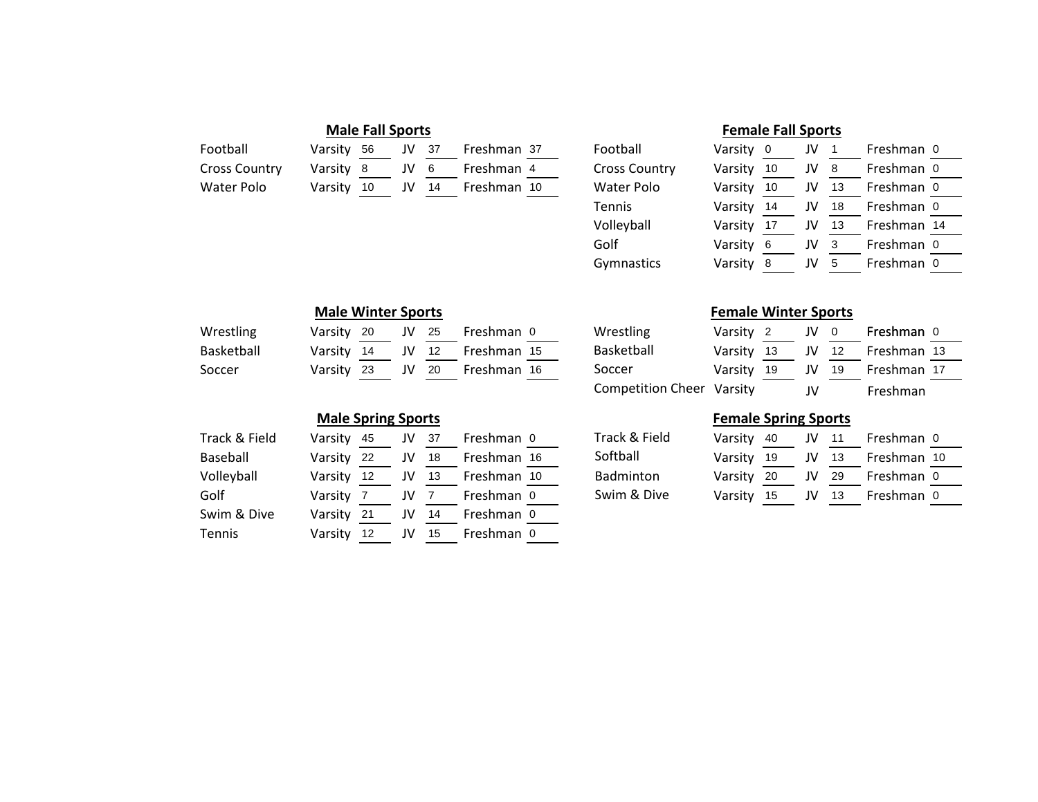## Male Fall Sports

| | | | |
|---|---|---|---|
| Football | Varsity 56 | JV 37 | Freshman 37 |
| Cross Country | Varsity 8 | JV 6 | Freshman 4 |
| Water Polo | Varsity 10 | JV 14 | Freshman 10 |

## Female Fall Sports

| | | | |
|---|---|---|---|
| Football | Varsity 0 | JV 1 | Freshman 0 |
| Cross Country | Varsity 10 | JV 8 | Freshman 0 |
| Water Polo | Varsity 10 | JV 13 | Freshman 0 |
| Tennis | Varsity 14 | JV 18 | Freshman 0 |
| Volleyball | Varsity 17 | JV 13 | Freshman 14 |
| Golf | Varsity 6 | JV 3 | Freshman 0 |
| Gymnastics | Varsity 8 | JV 5 | Freshman 0 |

## Male Winter Sports

| | | | |
|---|---|---|---|
| Wrestling | Varsity 20 | JV 25 | Freshman 0 |
| Basketball | Varsity 14 | JV 12 | Freshman 15 |
| Soccer | Varsity 23 | JV 20 | Freshman 16 |

## Female Winter Sports

| | | | |
|---|---|---|---|
| Wrestling | Varsity 2 | JV 0 | Freshman 0 |
| Basketball | Varsity 13 | JV 12 | Freshman 13 |
| Soccer | Varsity 19 | JV 19 | Freshman 17 |
| Competition Cheer | Varsity | JV | Freshman |

## Male Spring Sports

| | | | |
|---|---|---|---|
| Track & Field | Varsity 45 | JV 37 | Freshman 0 |
| Baseball | Varsity 22 | JV 18 | Freshman 16 |
| Volleyball | Varsity 12 | JV 13 | Freshman 10 |
| Golf | Varsity 7 | JV 7 | Freshman 0 |
| Swim & Dive | Varsity 21 | JV 14 | Freshman 0 |
| Tennis | Varsity 12 | JV 15 | Freshman 0 |

## Female Spring Sports

| | | | |
|---|---|---|---|
| Track & Field | Varsity 40 | JV 11 | Freshman 0 |
| Softball | Varsity 19 | JV 13 | Freshman 10 |
| Badminton | Varsity 20 | JV 29 | Freshman 0 |
| Swim & Dive | Varsity 15 | JV 13 | Freshman 0 |